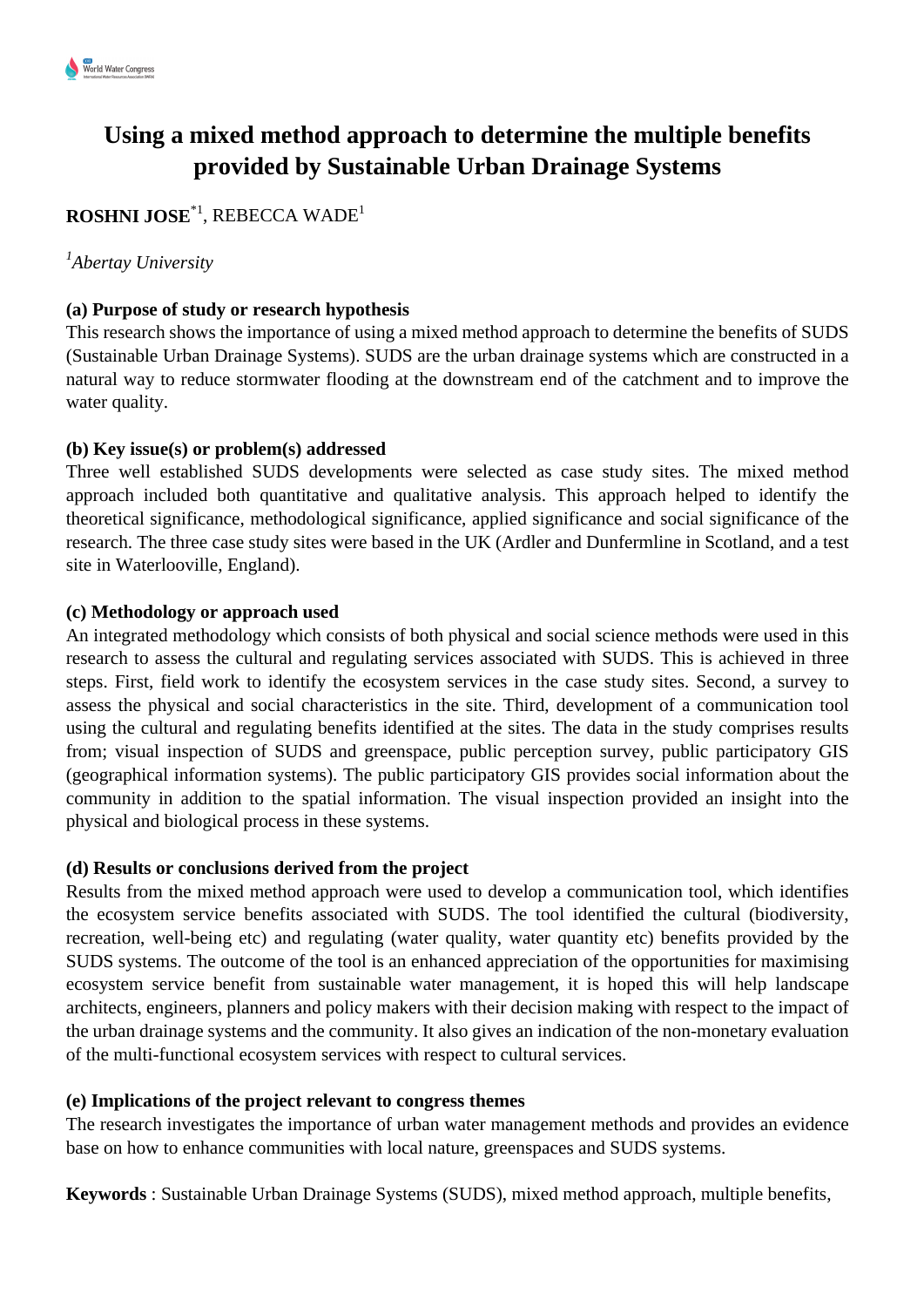# Using a mixed method approach to determine the multiple benefits provided by Sustainable Urban Drainage Systems

**ROSHNI JOSE**[*1], REBECCA WADE[1]

[1]*Abertay University*

**(a) Purpose of study or research hypothesis**

This research shows the importance of using a mixed method approach to determine the benefits of SUDS (Sustainable Urban Drainage Systems). SUDS are the urban drainage systems which are constructed in a natural way to reduce stormwater flooding at the downstream end of the catchment and to improve the water quality.

**(b) Key issue(s) or problem(s) addressed**

Three well established SUDS developments were selected as case study sites. The mixed method approach included both quantitative and qualitative analysis. This approach helped to identify the theoretical significance, methodological significance, applied significance and social significance of the research. The three case study sites were based in the UK (Ardler and Dunfermline in Scotland, and a test site in Waterlooville, England).

**(c) Methodology or approach used**

An integrated methodology which consists of both physical and social science methods were used in this research to assess the cultural and regulating services associated with SUDS. This is achieved in three steps. First, field work to identify the ecosystem services in the case study sites. Second, a survey to assess the physical and social characteristics in the site. Third, development of a communication tool using the cultural and regulating benefits identified at the sites. The data in the study comprises results from; visual inspection of SUDS and greenspace, public perception survey, public participatory GIS (geographical information systems). The public participatory GIS provides social information about the community in addition to the spatial information. The visual inspection provided an insight into the physical and biological process in these systems.

**(d) Results or conclusions derived from the project**

Results from the mixed method approach were used to develop a communication tool, which identifies the ecosystem service benefits associated with SUDS. The tool identified the cultural (biodiversity, recreation, well-being etc) and regulating (water quality, water quantity etc) benefits provided by the SUDS systems. The outcome of the tool is an enhanced appreciation of the opportunities for maximising ecosystem service benefit from sustainable water management, it is hoped this will help landscape architects, engineers, planners and policy makers with their decision making with respect to the impact of the urban drainage systems and the community. It also gives an indication of the non-monetary evaluation of the multi-functional ecosystem services with respect to cultural services.

**(e) Implications of the project relevant to congress themes**

The research investigates the importance of urban water management methods and provides an evidence base on how to enhance communities with local nature, greenspaces and SUDS systems.

**Keywords** : Sustainable Urban Drainage Systems (SUDS), mixed method approach, multiple benefits,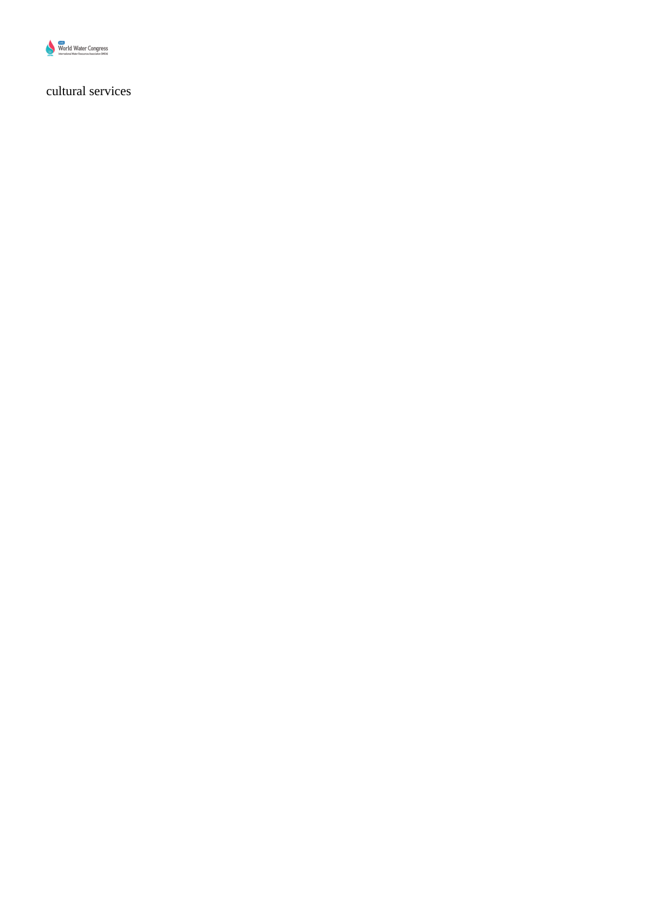cultural services